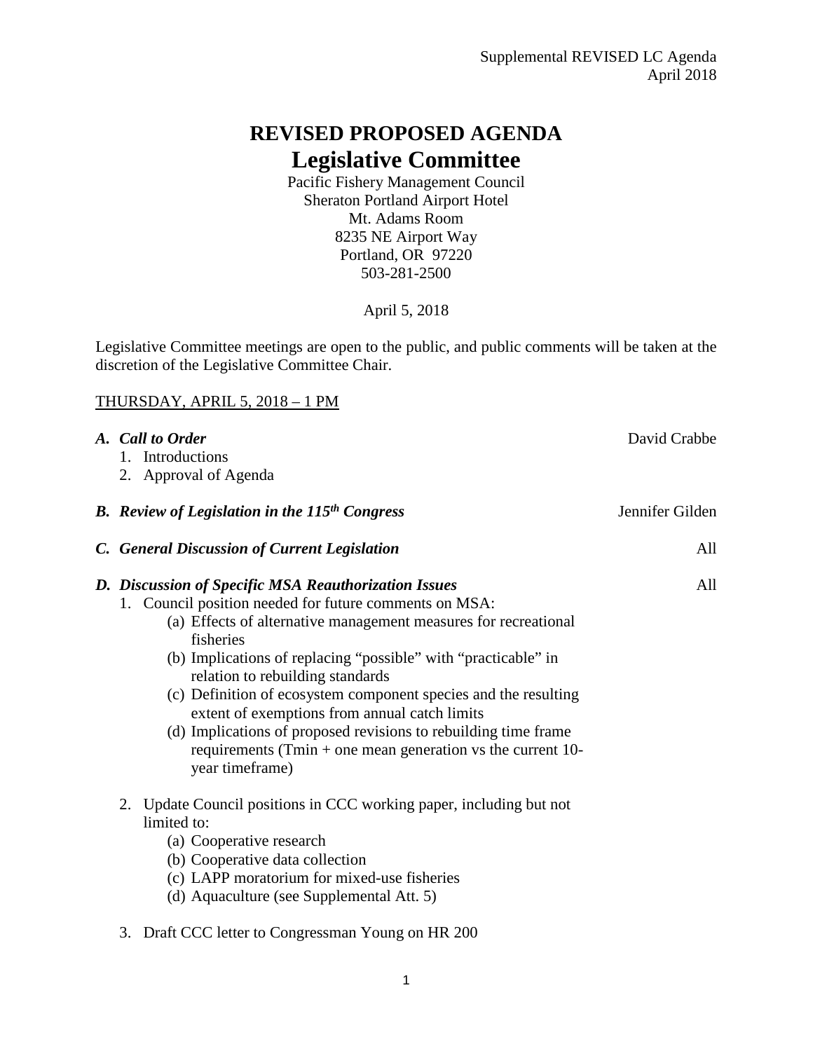Supplemental REVISED LC Agenda
April 2018

# REVISED PROPOSED AGENDA
# Legislative Committee

Pacific Fishery Management Council
Sheraton Portland Airport Hotel
Mt. Adams Room
8235 NE Airport Way
Portland, OR 97220
503-281-2500

April 5, 2018

Legislative Committee meetings are open to the public, and public comments will be taken at the discretion of the Legislative Committee Chair.

THURSDAY, APRIL 5, 2018 – 1 PM

***A. Call to Order*** — David Crabbe

1. Introductions
2. Approval of Agenda

***B. Review of Legislation in the 115th Congress*** — Jennifer Gilden

***C. General Discussion of Current Legislation*** — All

***D. Discussion of Specific MSA Reauthorization Issues*** — All

1. Council position needed for future comments on MSA:
   - (a) Effects of alternative management measures for recreational fisheries
   - (b) Implications of replacing "possible" with "practicable" in relation to rebuilding standards
   - (c) Definition of ecosystem component species and the resulting extent of exemptions from annual catch limits
   - (d) Implications of proposed revisions to rebuilding time frame requirements (Tmin + one mean generation vs the current 10-year timeframe)

2. Update Council positions in CCC working paper, including but not limited to:
   - (a) Cooperative research
   - (b) Cooperative data collection
   - (c) LAPP moratorium for mixed-use fisheries
   - (d) Aquaculture (see Supplemental Att. 5)

3. Draft CCC letter to Congressman Young on HR 200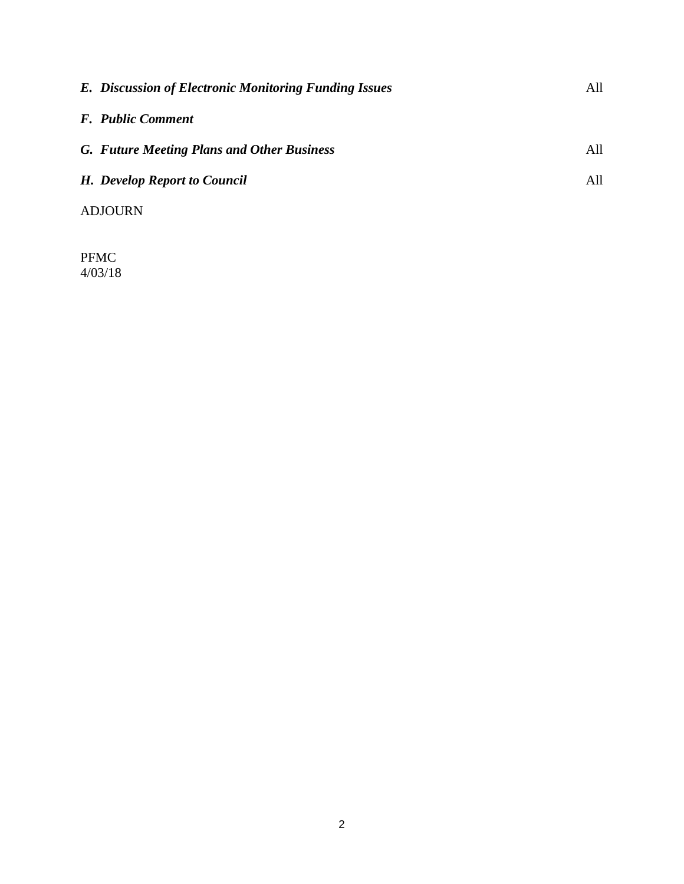***E. Discussion of Electronic Monitoring Funding Issues*** All

***F. Public Comment***

***G. Future Meeting Plans and Other Business*** All

***H. Develop Report to Council*** All

ADJOURN

PFMC
4/03/18